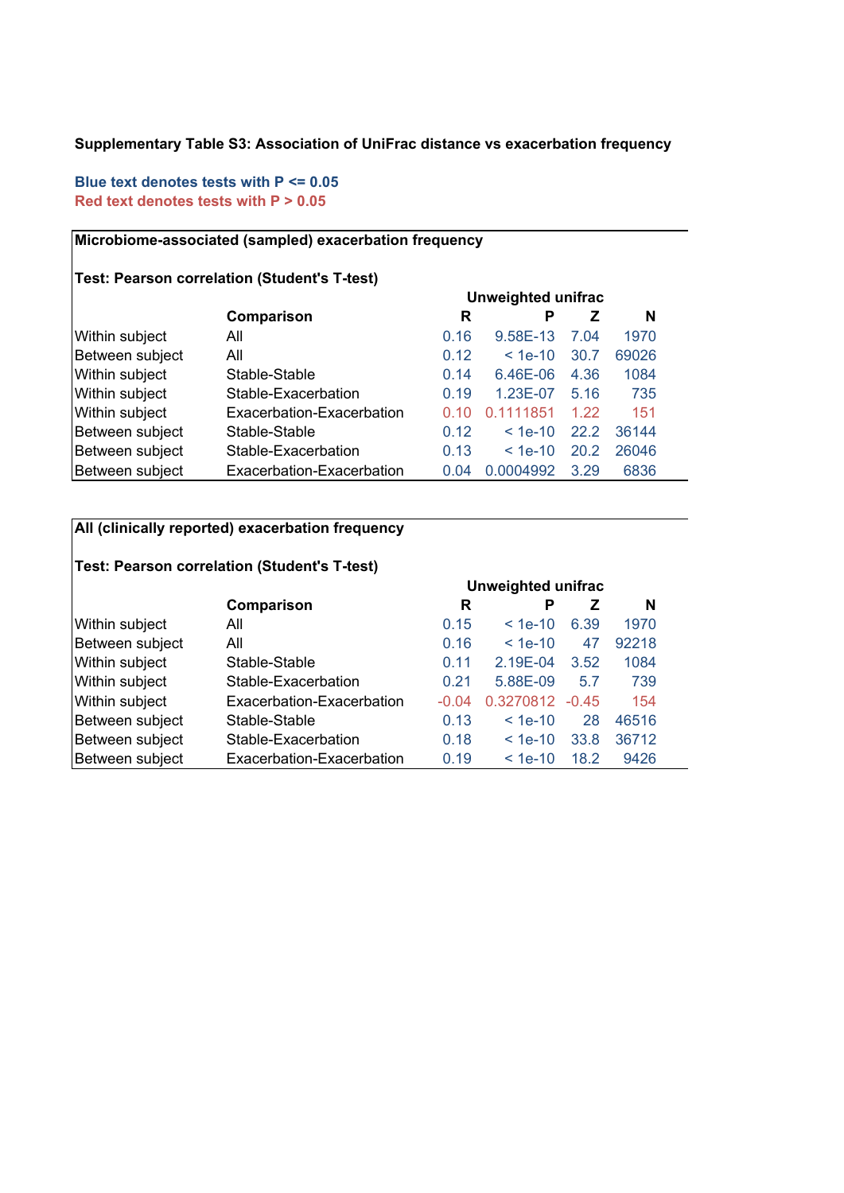**Supplementary Table S3: Association of UniFrac distance vs exacerbation frequency**

Blue text denotes tests with P <= 0.05
Red text denotes tests with P > 0.05

**Microbiome-associated (sampled) exacerbation frequency**

**Test: Pearson correlation (Student's T-test)**

| | | Unweighted unifrac | | | |
|---|---|---|---|---|---|
| | **Comparison** | **R** | **P** | **Z** | **N** |
| Within subject | All | 0.16 | 9.58E-13 | 7.04 | 1970 |
| Between subject | All | 0.12 | < 1e-10 | 30.7 | 69026 |
| Within subject | Stable-Stable | 0.14 | 6.46E-06 | 4.36 | 1084 |
| Within subject | Stable-Exacerbation | 0.19 | 1.23E-07 | 5.16 | 735 |
| Within subject | Exacerbation-Exacerbation | 0.10 | 0.1111851 | 1.22 | 151 |
| Between subject | Stable-Stable | 0.12 | < 1e-10 | 22.2 | 36144 |
| Between subject | Stable-Exacerbation | 0.13 | < 1e-10 | 20.2 | 26046 |
| Between subject | Exacerbation-Exacerbation | 0.04 | 0.0004992 | 3.29 | 6836 |

**All (clinically reported) exacerbation frequency**

**Test: Pearson correlation (Student's T-test)**

| | | Unweighted unifrac | | | |
|---|---|---|---|---|---|
| | **Comparison** | **R** | **P** | **Z** | **N** |
| Within subject | All | 0.15 | < 1e-10 | 6.39 | 1970 |
| Between subject | All | 0.16 | < 1e-10 | 47 | 92218 |
| Within subject | Stable-Stable | 0.11 | 2.19E-04 | 3.52 | 1084 |
| Within subject | Stable-Exacerbation | 0.21 | 5.88E-09 | 5.7 | 739 |
| Within subject | Exacerbation-Exacerbation | -0.04 | 0.3270812 | -0.45 | 154 |
| Between subject | Stable-Stable | 0.13 | < 1e-10 | 28 | 46516 |
| Between subject | Stable-Exacerbation | 0.18 | < 1e-10 | 33.8 | 36712 |
| Between subject | Exacerbation-Exacerbation | 0.19 | < 1e-10 | 18.2 | 9426 |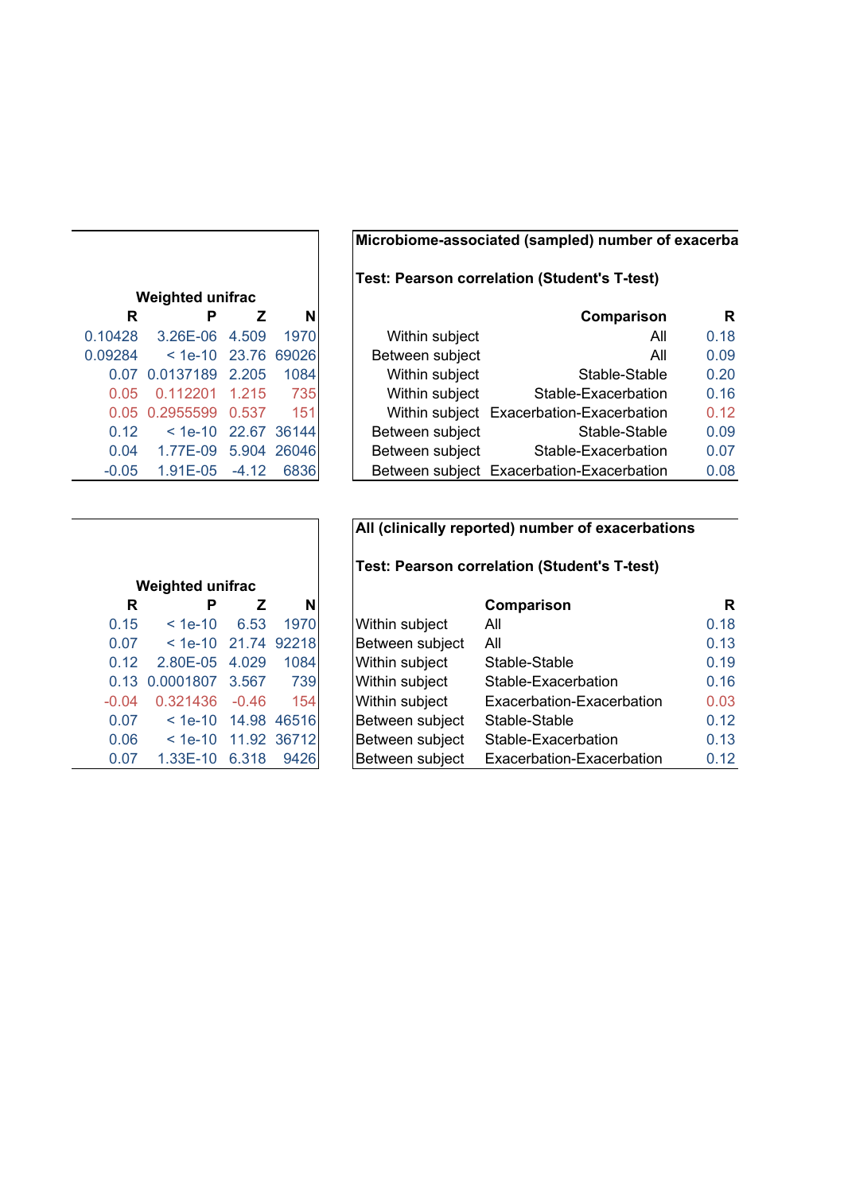| Weighted unifrac | | | | Microbiome-associated (sampled) number of exacerba | | |
|---|---|---|---|---|---|---|
| | | | | Test: Pearson correlation (Student's T-test) | | |
| R | P | Z | N | | Comparison | R |
| 0.10428 | 3.26E-06 | 4.509 | 1970 | Within subject | All | 0.18 |
| 0.09284 | < 1e-10 | 23.76 | 69026 | Between subject | All | 0.09 |
| 0.07 | 0.0137189 | 2.205 | 1084 | Within subject | Stable-Stable | 0.20 |
| 0.05 | 0.112201 | 1.215 | 735 | Within subject | Stable-Exacerbation | 0.16 |
| 0.05 | 0.2955599 | 0.537 | 151 | Within subject | Exacerbation-Exacerbation | 0.12 |
| 0.12 | < 1e-10 | 22.67 | 36144 | Between subject | Stable-Stable | 0.09 |
| 0.04 | 1.77E-09 | 5.904 | 26046 | Between subject | Stable-Exacerbation | 0.07 |
| -0.05 | 1.91E-05 | -4.12 | 6836 | Between subject | Exacerbation-Exacerbation | 0.08 |

| Weighted unifrac | | | | All (clinically reported) number of exacerbations | | |
|---|---|---|---|---|---|---|
| | | | | Test: Pearson correlation (Student's T-test) | | |
| R | P | Z | N | | Comparison | R |
| 0.15 | < 1e-10 | 6.53 | 1970 | Within subject | All | 0.18 |
| 0.07 | < 1e-10 | 21.74 | 92218 | Between subject | All | 0.13 |
| 0.12 | 2.80E-05 | 4.029 | 1084 | Within subject | Stable-Stable | 0.19 |
| 0.13 | 0.0001807 | 3.567 | 739 | Within subject | Stable-Exacerbation | 0.16 |
| -0.04 | 0.321436 | -0.46 | 154 | Within subject | Exacerbation-Exacerbation | 0.03 |
| 0.07 | < 1e-10 | 14.98 | 46516 | Between subject | Stable-Stable | 0.12 |
| 0.06 | < 1e-10 | 11.92 | 36712 | Between subject | Stable-Exacerbation | 0.13 |
| 0.07 | 1.33E-10 | 6.318 | 9426 | Between subject | Exacerbation-Exacerbation | 0.12 |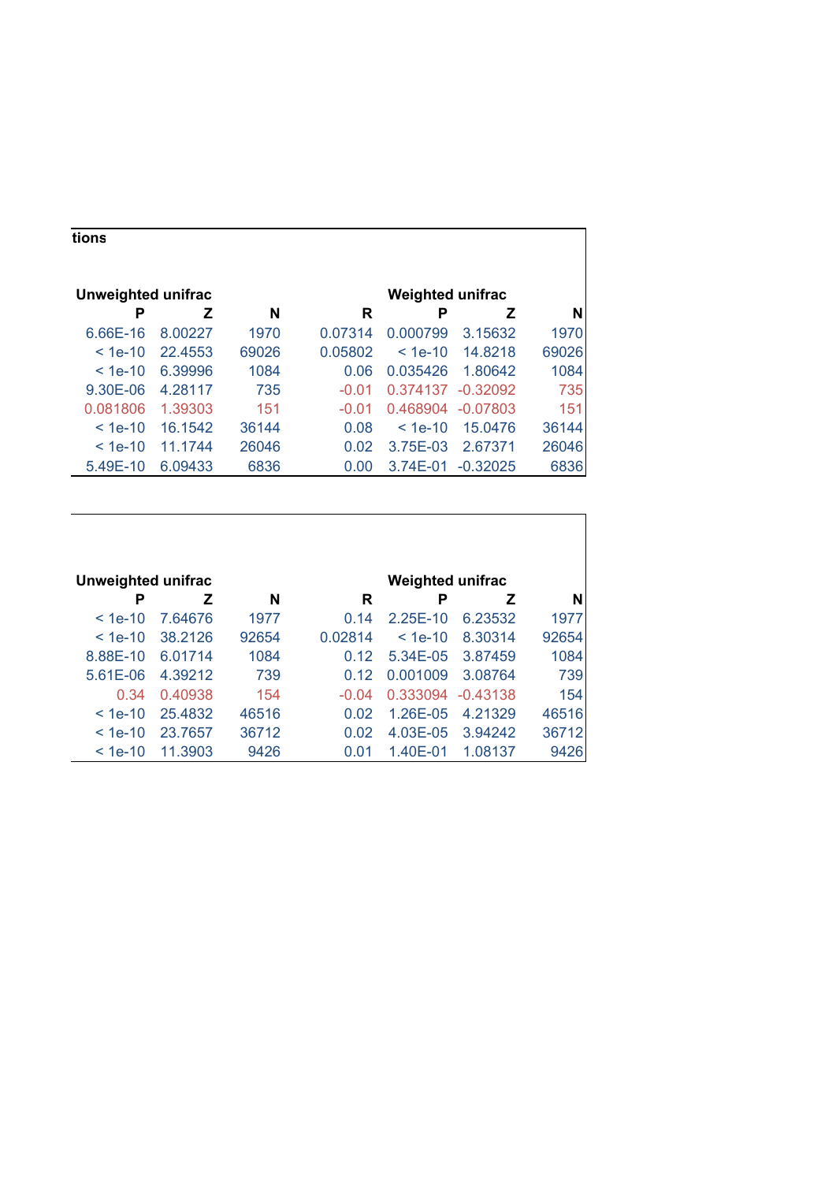**tions**

| Unweighted unifrac | | | | Weighted unifrac | | |
|---|---|---|---|---|---|---|
| P | Z | N | R | P | Z | N |
| 6.66E-16 | 8.00227 | 1970 | 0.07314 | 0.000799 | 3.15632 | 1970 |
| < 1e-10 | 22.4553 | 69026 | 0.05802 | < 1e-10 | 14.8218 | 69026 |
| < 1e-10 | 6.39996 | 1084 | 0.06 | 0.035426 | 1.80642 | 1084 |
| 9.30E-06 | 4.28117 | 735 | -0.01 | 0.374137 | -0.32092 | 735 |
| 0.081806 | 1.39303 | 151 | -0.01 | 0.468904 | -0.07803 | 151 |
| < 1e-10 | 16.1542 | 36144 | 0.08 | < 1e-10 | 15.0476 | 36144 |
| < 1e-10 | 11.1744 | 26046 | 0.02 | 3.75E-03 | 2.67371 | 26046 |
| 5.49E-10 | 6.09433 | 6836 | 0.00 | 3.74E-01 | -0.32025 | 6836 |

| Unweighted unifrac | | | | Weighted unifrac | | |
|---|---|---|---|---|---|---|
| P | Z | N | R | P | Z | N |
| < 1e-10 | 7.64676 | 1977 | 0.14 | 2.25E-10 | 6.23532 | 1977 |
| < 1e-10 | 38.2126 | 92654 | 0.02814 | < 1e-10 | 8.30314 | 92654 |
| 8.88E-10 | 6.01714 | 1084 | 0.12 | 5.34E-05 | 3.87459 | 1084 |
| 5.61E-06 | 4.39212 | 739 | 0.12 | 0.001009 | 3.08764 | 739 |
| 0.34 | 0.40938 | 154 | -0.04 | 0.333094 | -0.43138 | 154 |
| < 1e-10 | 25.4832 | 46516 | 0.02 | 1.26E-05 | 4.21329 | 46516 |
| < 1e-10 | 23.7657 | 36712 | 0.02 | 4.03E-05 | 3.94242 | 36712 |
| < 1e-10 | 11.3903 | 9426 | 0.01 | 1.40E-01 | 1.08137 | 9426 |